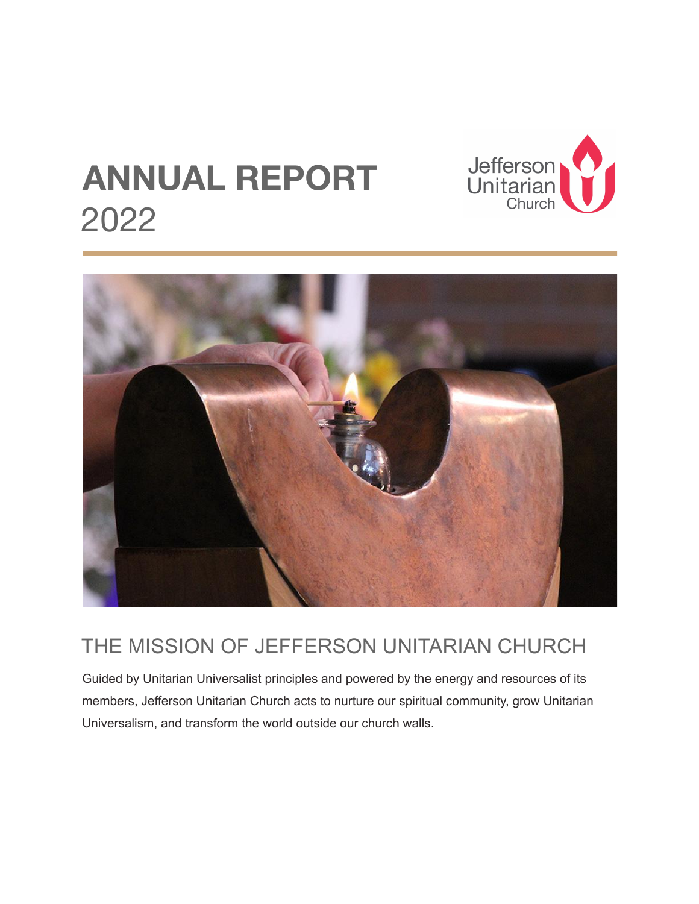# ANNUAL REPORT
2022

Jefferson Unitarian Church

## THE MISSION OF JEFFERSON UNITARIAN CHURCH

Guided by Unitarian Universalist principles and powered by the energy and resources of its members, Jefferson Unitarian Church acts to nurture our spiritual community, grow Unitarian Universalism, and transform the world outside our church walls.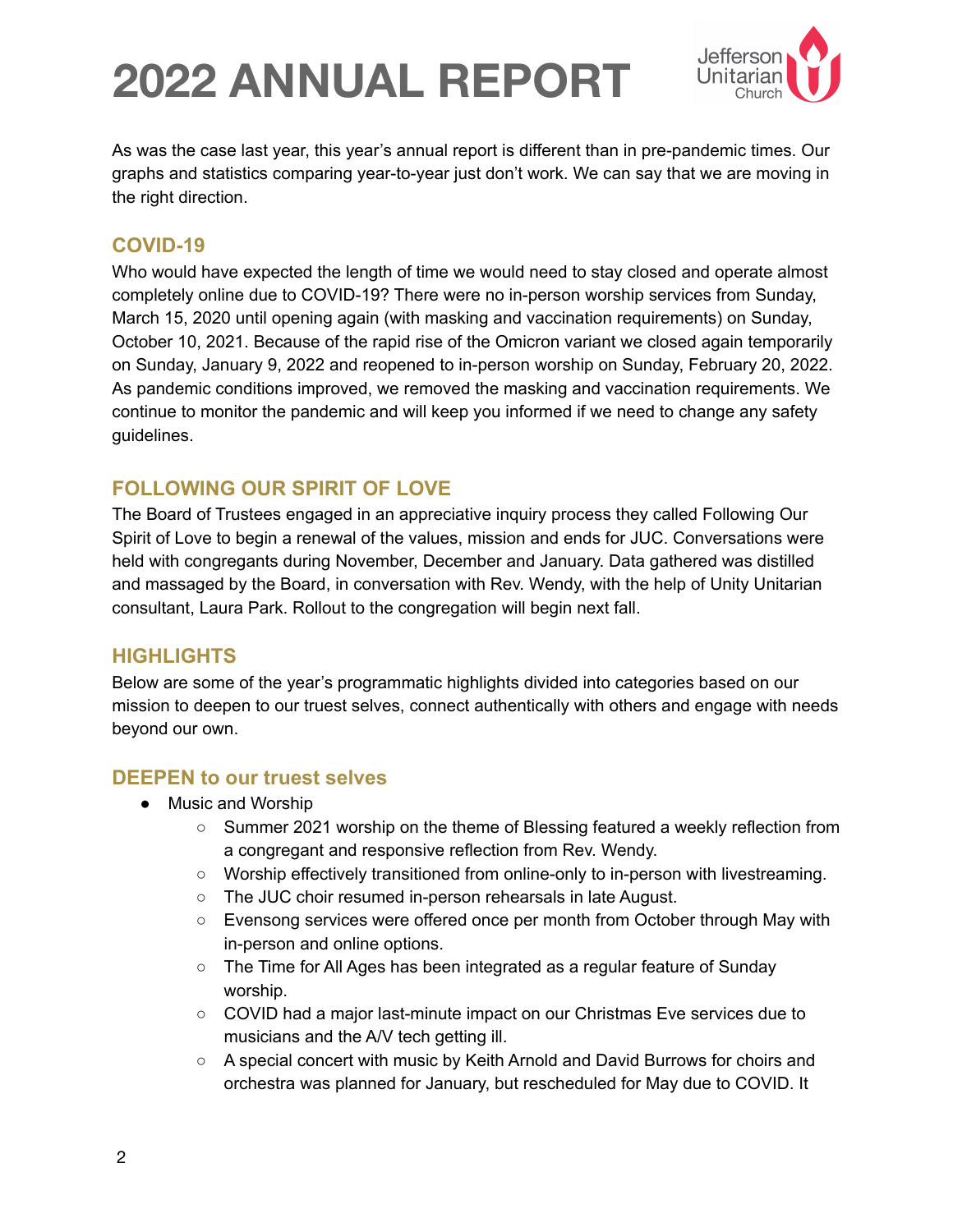# 2022 ANNUAL REPORT

As was the case last year, this year's annual report is different than in pre-pandemic times. Our graphs and statistics comparing year-to-year just don't work. We can say that we are moving in the right direction.

## COVID-19

Who would have expected the length of time we would need to stay closed and operate almost completely online due to COVID-19? There were no in-person worship services from Sunday, March 15, 2020 until opening again (with masking and vaccination requirements) on Sunday, October 10, 2021. Because of the rapid rise of the Omicron variant we closed again temporarily on Sunday, January 9, 2022 and reopened to in-person worship on Sunday, February 20, 2022. As pandemic conditions improved, we removed the masking and vaccination requirements. We continue to monitor the pandemic and will keep you informed if we need to change any safety guidelines.

## FOLLOWING OUR SPIRIT OF LOVE

The Board of Trustees engaged in an appreciative inquiry process they called Following Our Spirit of Love to begin a renewal of the values, mission and ends for JUC. Conversations were held with congregants during November, December and January. Data gathered was distilled and massaged by the Board, in conversation with Rev. Wendy, with the help of Unity Unitarian consultant, Laura Park. Rollout to the congregation will begin next fall.

## HIGHLIGHTS

Below are some of the year's programmatic highlights divided into categories based on our mission to deepen to our truest selves, connect authentically with others and engage with needs beyond our own.

### DEEPEN to our truest selves

- Music and Worship
  - Summer 2021 worship on the theme of Blessing featured a weekly reflection from a congregant and responsive reflection from Rev. Wendy.
  - Worship effectively transitioned from online-only to in-person with livestreaming.
  - The JUC choir resumed in-person rehearsals in late August.
  - Evensong services were offered once per month from October through May with in-person and online options.
  - The Time for All Ages has been integrated as a regular feature of Sunday worship.
  - COVID had a major last-minute impact on our Christmas Eve services due to musicians and the A/V tech getting ill.
  - A special concert with music by Keith Arnold and David Burrows for choirs and orchestra was planned for January, but rescheduled for May due to COVID. It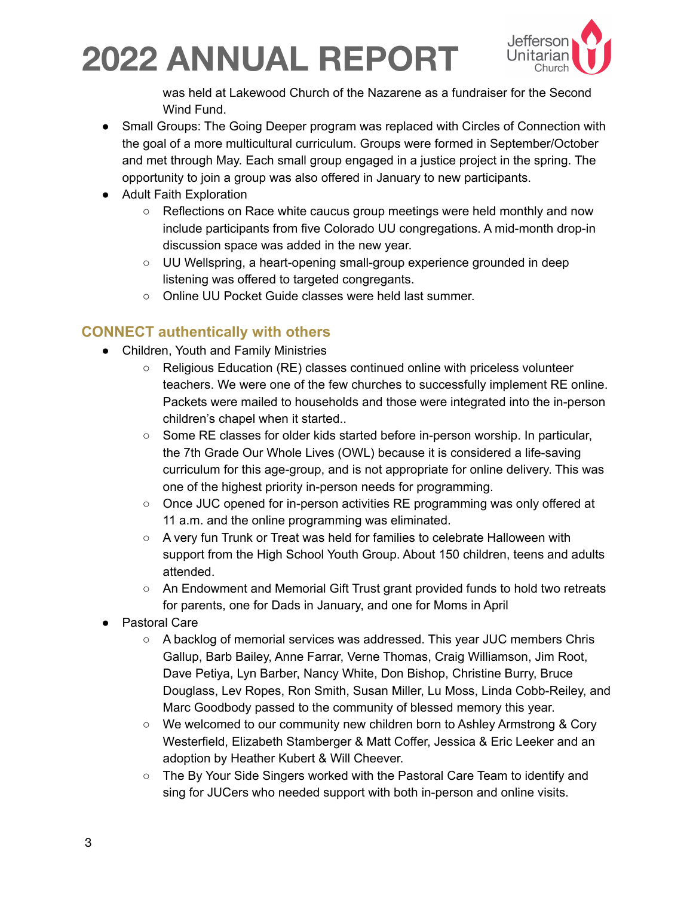was held at Lakewood Church of the Nazarene as a fundraiser for the Second Wind Fund.

- Small Groups: The Going Deeper program was replaced with Circles of Connection with the goal of a more multicultural curriculum. Groups were formed in September/October and met through May. Each small group engaged in a justice project in the spring. The opportunity to join a group was also offered in January to new participants.
- Adult Faith Exploration
  - Reflections on Race white caucus group meetings were held monthly and now include participants from five Colorado UU congregations. A mid-month drop-in discussion space was added in the new year.
  - UU Wellspring, a heart-opening small-group experience grounded in deep listening was offered to targeted congregants.
  - Online UU Pocket Guide classes were held last summer.

## CONNECT authentically with others

- Children, Youth and Family Ministries
  - Religious Education (RE) classes continued online with priceless volunteer teachers. We were one of the few churches to successfully implement RE online. Packets were mailed to households and those were integrated into the in-person children's chapel when it started..
  - Some RE classes for older kids started before in-person worship. In particular, the 7th Grade Our Whole Lives (OWL) because it is considered a life-saving curriculum for this age-group, and is not appropriate for online delivery. This was one of the highest priority in-person needs for programming.
  - Once JUC opened for in-person activities RE programming was only offered at 11 a.m. and the online programming was eliminated.
  - A very fun Trunk or Treat was held for families to celebrate Halloween with support from the High School Youth Group. About 150 children, teens and adults attended.
  - An Endowment and Memorial Gift Trust grant provided funds to hold two retreats for parents, one for Dads in January, and one for Moms in April
- Pastoral Care
  - A backlog of memorial services was addressed. This year JUC members Chris Gallup, Barb Bailey, Anne Farrar, Verne Thomas, Craig Williamson, Jim Root, Dave Petiya, Lyn Barber, Nancy White, Don Bishop, Christine Burry, Bruce Douglass, Lev Ropes, Ron Smith, Susan Miller, Lu Moss, Linda Cobb-Reiley, and Marc Goodbody passed to the community of blessed memory this year.
  - We welcomed to our community new children born to Ashley Armstrong & Cory Westerfield, Elizabeth Stamberger & Matt Coffer, Jessica & Eric Leeker and an adoption by Heather Kubert & Will Cheever.
  - The By Your Side Singers worked with the Pastoral Care Team to identify and sing for JUCers who needed support with both in-person and online visits.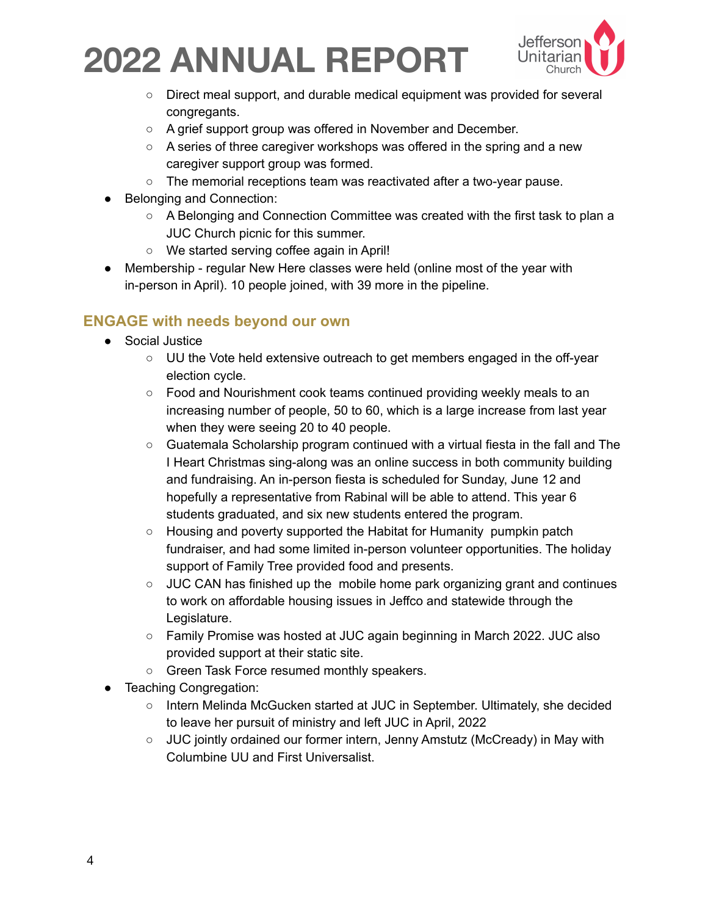- Direct meal support, and durable medical equipment was provided for several congregants.
    - A grief support group was offered in November and December.
    - A series of three caregiver workshops was offered in the spring and a new caregiver support group was formed.
    - The memorial receptions team was reactivated after a two-year pause.
- Belonging and Connection:
    - A Belonging and Connection Committee was created with the first task to plan a JUC Church picnic for this summer.
    - We started serving coffee again in April!
- Membership - regular New Here classes were held (online most of the year with in-person in April). 10 people joined, with 39 more in the pipeline.

## ENGAGE with needs beyond our own

- Social Justice
    - UU the Vote held extensive outreach to get members engaged in the off-year election cycle.
    - Food and Nourishment cook teams continued providing weekly meals to an increasing number of people, 50 to 60, which is a large increase from last year when they were seeing 20 to 40 people.
    - Guatemala Scholarship program continued with a virtual fiesta in the fall and The I Heart Christmas sing-along was an online success in both community building and fundraising. An in-person fiesta is scheduled for Sunday, June 12 and hopefully a representative from Rabinal will be able to attend. This year 6 students graduated, and six new students entered the program.
    - Housing and poverty supported the Habitat for Humanity pumpkin patch fundraiser, and had some limited in-person volunteer opportunities. The holiday support of Family Tree provided food and presents.
    - JUC CAN has finished up the mobile home park organizing grant and continues to work on affordable housing issues in Jeffco and statewide through the Legislature.
    - Family Promise was hosted at JUC again beginning in March 2022. JUC also provided support at their static site.
    - Green Task Force resumed monthly speakers.
- Teaching Congregation:
    - Intern Melinda McGucken started at JUC in September. Ultimately, she decided to leave her pursuit of ministry and left JUC in April, 2022
    - JUC jointly ordained our former intern, Jenny Amstutz (McCready) in May with Columbine UU and First Universalist.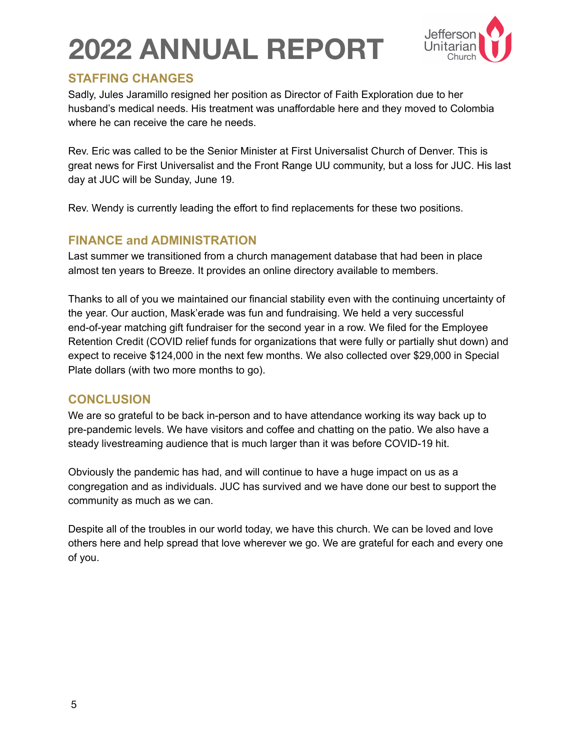# 2022 ANNUAL REPORT

## STAFFING CHANGES

Sadly, Jules Jaramillo resigned her position as Director of Faith Exploration due to her husband's medical needs. His treatment was unaffordable here and they moved to Colombia where he can receive the care he needs.

Rev. Eric was called to be the Senior Minister at First Universalist Church of Denver. This is great news for First Universalist and the Front Range UU community, but a loss for JUC. His last day at JUC will be Sunday, June 19.

Rev. Wendy is currently leading the effort to find replacements for these two positions.

## FINANCE and ADMINISTRATION

Last summer we transitioned from a church management database that had been in place almost ten years to Breeze. It provides an online directory available to members.

Thanks to all of you we maintained our financial stability even with the continuing uncertainty of the year. Our auction, Mask'erade was fun and fundraising. We held a very successful end-of-year matching gift fundraiser for the second year in a row. We filed for the Employee Retention Credit (COVID relief funds for organizations that were fully or partially shut down) and expect to receive $124,000 in the next few months. We also collected over $29,000 in Special Plate dollars (with two more months to go).

## CONCLUSION

We are so grateful to be back in-person and to have attendance working its way back up to pre-pandemic levels. We have visitors and coffee and chatting on the patio. We also have a steady livestreaming audience that is much larger than it was before COVID-19 hit.

Obviously the pandemic has had, and will continue to have a huge impact on us as a congregation and as individuals. JUC has survived and we have done our best to support the community as much as we can.

Despite all of the troubles in our world today, we have this church. We can be loved and love others here and help spread that love wherever we go. We are grateful for each and every one of you.